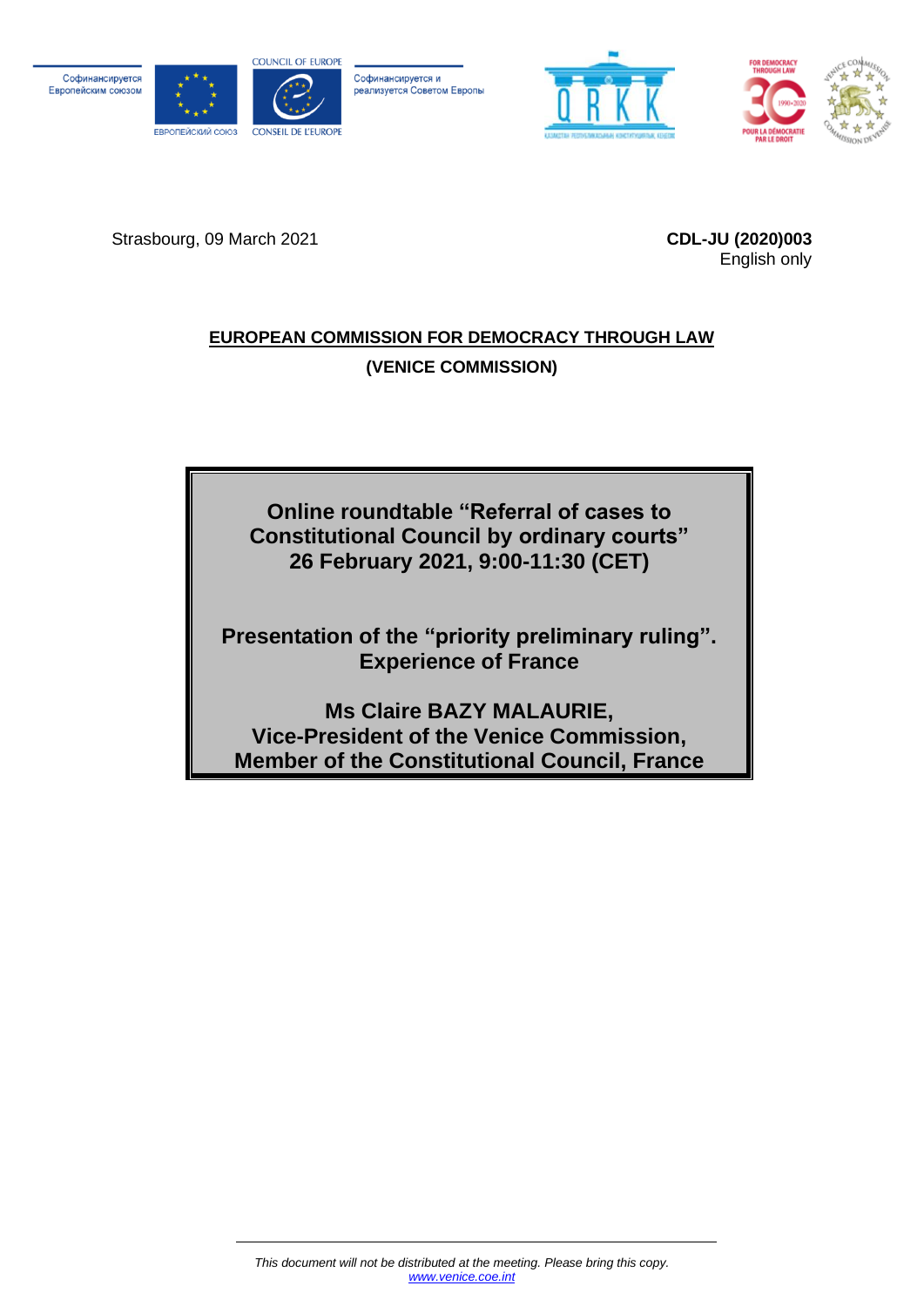Софинансируется Европейским союзом

ЕВРОПЕЙСКИЙ СОЮЗ

COUNCIL OF EUROPE

CONSEIL DE L'EUROPE

Софинансируется и реализуется Советом Европы

Strasbourg, 09 March 2021

**CDL-JU (2020)003**
English only

**EUROPEAN COMMISSION FOR DEMOCRACY THROUGH LAW**

**(VENICE COMMISSION)**

**Online roundtable "Referral of cases to Constitutional Council by ordinary courts"**
**26 February 2021, 9:00-11:30 (CET)**

**Presentation of the "priority preliminary ruling". Experience of France**

**Ms Claire BAZY MALAURIE,**
**Vice-President of the Venice Commission,**
**Member of the Constitutional Council, France**

*This document will not be distributed at the meeting. Please bring this copy.*
*www.venice.coe.int*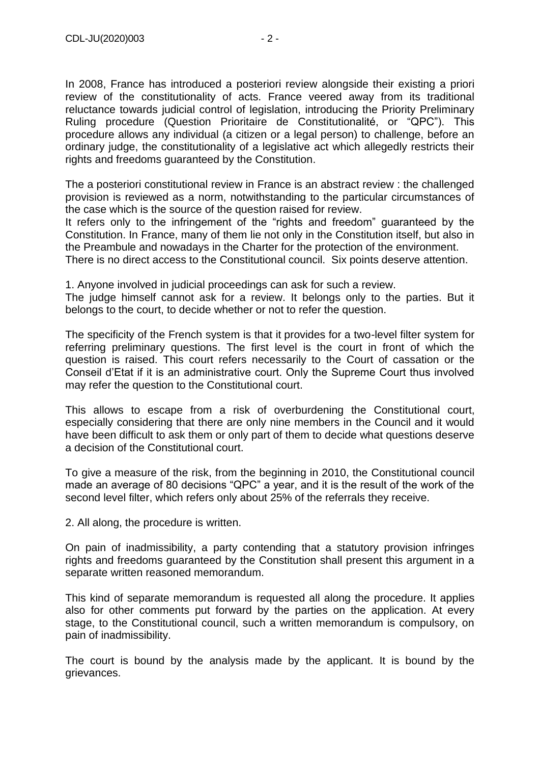In 2008, France has introduced a posteriori review alongside their existing a priori review of the constitutionality of acts. France veered away from its traditional reluctance towards judicial control of legislation, introducing the Priority Preliminary Ruling procedure (Question Prioritaire de Constitutionalité, or "QPC"). This procedure allows any individual (a citizen or a legal person) to challenge, before an ordinary judge, the constitutionality of a legislative act which allegedly restricts their rights and freedoms guaranteed by the Constitution.

The a posteriori constitutional review in France is an abstract review : the challenged provision is reviewed as a norm, notwithstanding to the particular circumstances of the case which is the source of the question raised for review.
It refers only to the infringement of the "rights and freedom" guaranteed by the Constitution. In France, many of them lie not only in the Constitution itself, but also in the Preambule and nowadays in the Charter for the protection of the environment.
There is no direct access to the Constitutional council. Six points deserve attention.

1. Anyone involved in judicial proceedings can ask for such a review.
The judge himself cannot ask for a review. It belongs only to the parties. But it belongs to the court, to decide whether or not to refer the question.

The specificity of the French system is that it provides for a two-level filter system for referring preliminary questions. The first level is the court in front of which the question is raised. This court refers necessarily to the Court of cassation or the Conseil d'Etat if it is an administrative court. Only the Supreme Court thus involved may refer the question to the Constitutional court.

This allows to escape from a risk of overburdening the Constitutional court, especially considering that there are only nine members in the Council and it would have been difficult to ask them or only part of them to decide what questions deserve a decision of the Constitutional court.

To give a measure of the risk, from the beginning in 2010, the Constitutional council made an average of 80 decisions "QPC" a year, and it is the result of the work of the second level filter, which refers only about 25% of the referrals they receive.

2. All along, the procedure is written.

On pain of inadmissibility, a party contending that a statutory provision infringes rights and freedoms guaranteed by the Constitution shall present this argument in a separate written reasoned memorandum.

This kind of separate memorandum is requested all along the procedure. It applies also for other comments put forward by the parties on the application. At every stage, to the Constitutional council, such a written memorandum is compulsory, on pain of inadmissibility.

The court is bound by the analysis made by the applicant. It is bound by the grievances.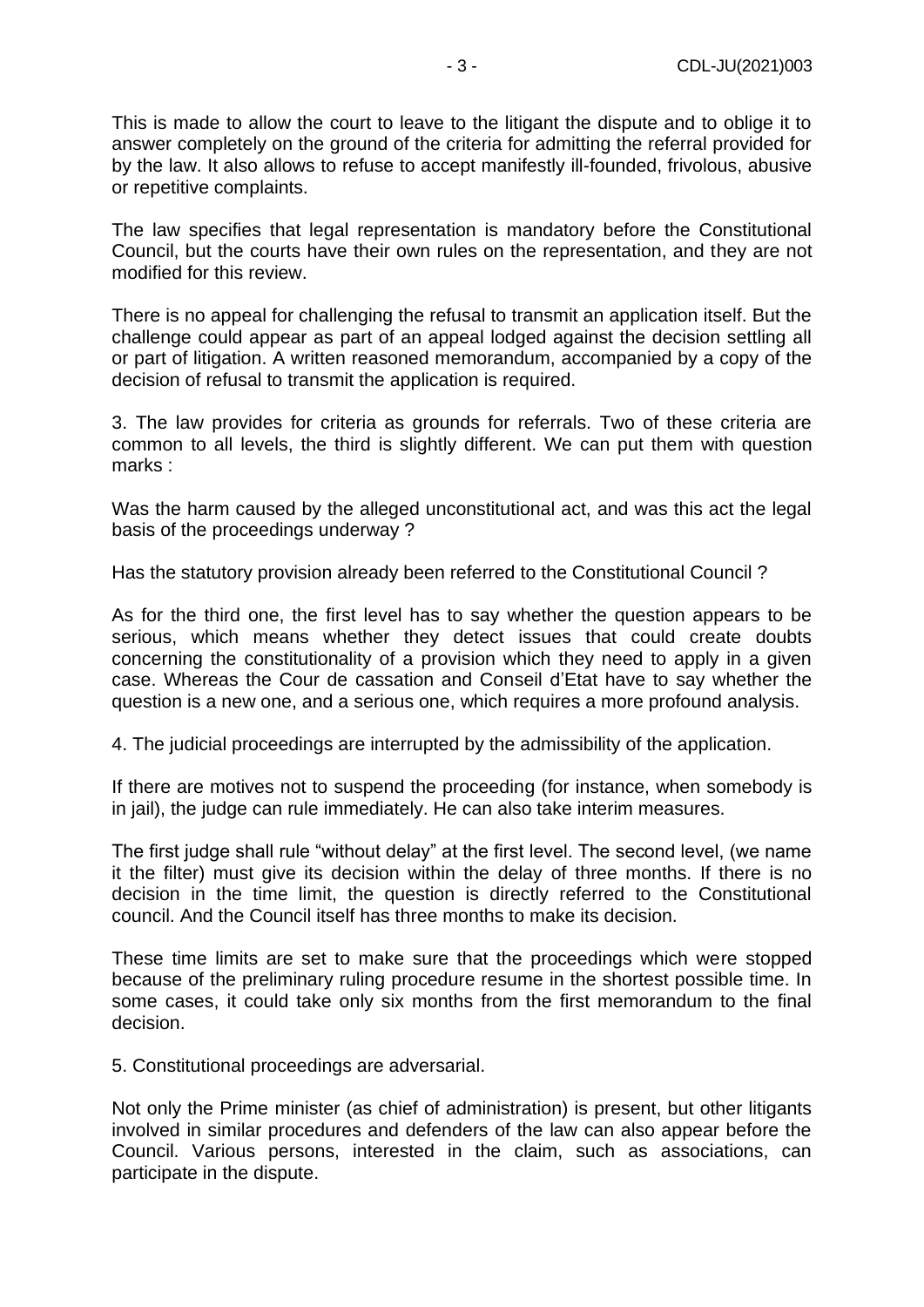This is made to allow the court to leave to the litigant the dispute and to oblige it to answer completely on the ground of the criteria for admitting the referral provided for by the law. It also allows to refuse to accept manifestly ill-founded, frivolous, abusive or repetitive complaints.

The law specifies that legal representation is mandatory before the Constitutional Council, but the courts have their own rules on the representation, and they are not modified for this review.

There is no appeal for challenging the refusal to transmit an application itself. But the challenge could appear as part of an appeal lodged against the decision settling all or part of litigation. A written reasoned memorandum, accompanied by a copy of the decision of refusal to transmit the application is required.

3. The law provides for criteria as grounds for referrals. Two of these criteria are common to all levels, the third is slightly different. We can put them with question marks :

Was the harm caused by the alleged unconstitutional act, and was this act the legal basis of the proceedings underway ?

Has the statutory provision already been referred to the Constitutional Council ?

As for the third one, the first level has to say whether the question appears to be serious, which means whether they detect issues that could create doubts concerning the constitutionality of a provision which they need to apply in a given case. Whereas the Cour de cassation and Conseil d'Etat have to say whether the question is a new one, and a serious one, which requires a more profound analysis.

4. The judicial proceedings are interrupted by the admissibility of the application.

If there are motives not to suspend the proceeding (for instance, when somebody is in jail), the judge can rule immediately. He can also take interim measures.

The first judge shall rule "without delay" at the first level. The second level, (we name it the filter) must give its decision within the delay of three months. If there is no decision in the time limit, the question is directly referred to the Constitutional council. And the Council itself has three months to make its decision.

These time limits are set to make sure that the proceedings which were stopped because of the preliminary ruling procedure resume in the shortest possible time. In some cases, it could take only six months from the first memorandum to the final decision.

5. Constitutional proceedings are adversarial.

Not only the Prime minister (as chief of administration) is present, but other litigants involved in similar procedures and defenders of the law can also appear before the Council. Various persons, interested in the claim, such as associations, can participate in the dispute.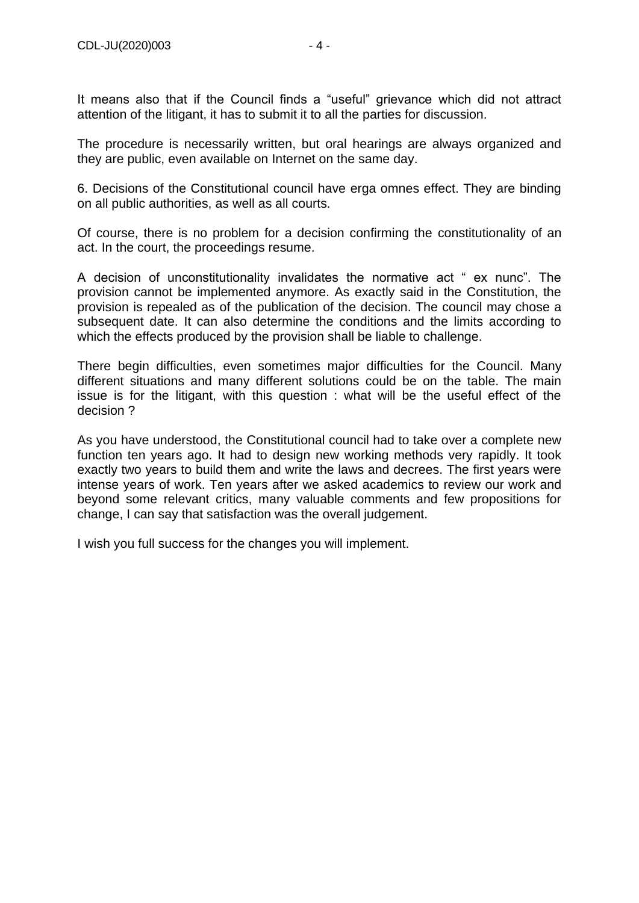It means also that if the Council finds a "useful" grievance which did not attract attention of the litigant, it has to submit it to all the parties for discussion.

The procedure is necessarily written, but oral hearings are always organized and they are public, even available on Internet on the same day.

6. Decisions of the Constitutional council have erga omnes effect. They are binding on all public authorities, as well as all courts.

Of course, there is no problem for a decision confirming the constitutionality of an act. In the court, the proceedings resume.

A decision of unconstitutionality invalidates the normative act " ex nunc". The provision cannot be implemented anymore. As exactly said in the Constitution, the provision is repealed as of the publication of the decision. The council may chose a subsequent date. It can also determine the conditions and the limits according to which the effects produced by the provision shall be liable to challenge.

There begin difficulties, even sometimes major difficulties for the Council. Many different situations and many different solutions could be on the table. The main issue is for the litigant, with this question : what will be the useful effect of the decision ?

As you have understood, the Constitutional council had to take over a complete new function ten years ago. It had to design new working methods very rapidly. It took exactly two years to build them and write the laws and decrees. The first years were intense years of work. Ten years after we asked academics to review our work and beyond some relevant critics, many valuable comments and few propositions for change, I can say that satisfaction was the overall judgement.

I wish you full success for the changes you will implement.